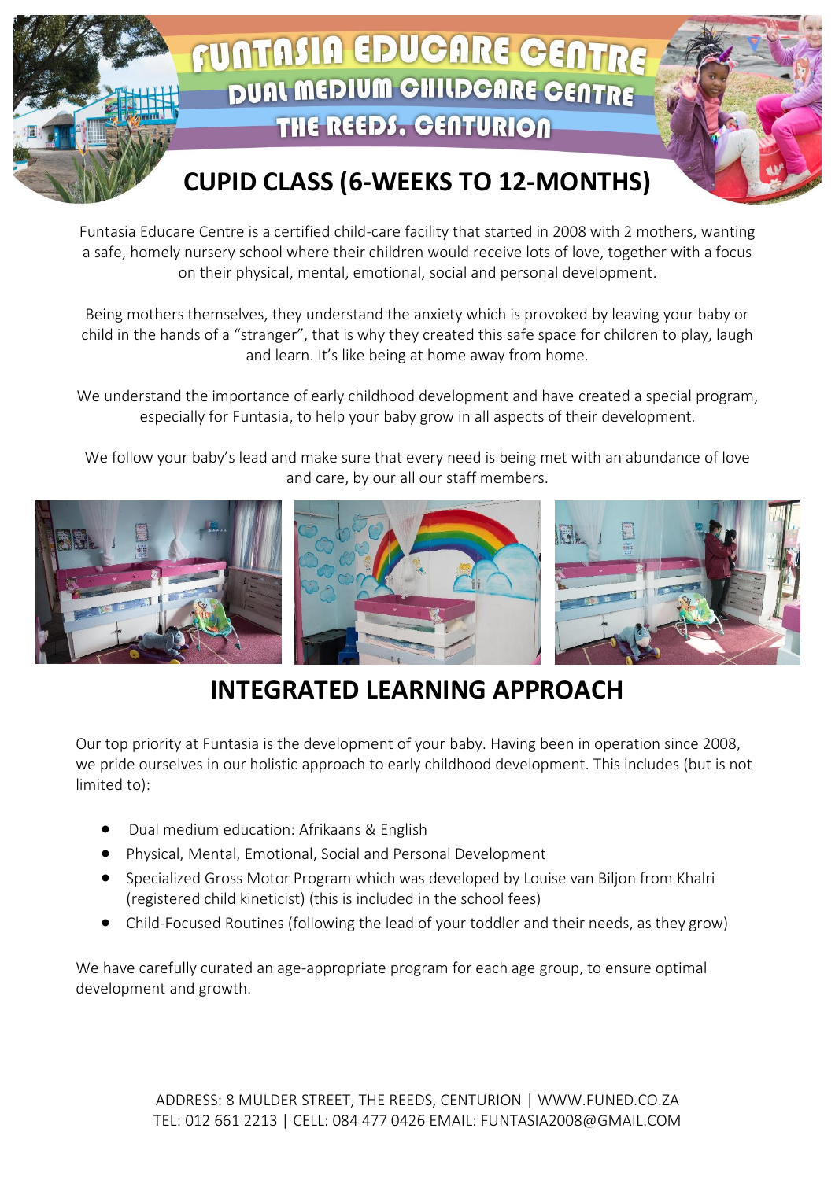# FUNTASIA EDUCARE CENTRE

## DUAL MEDIUM CHILDCARE CENTRE

## THE REEDS, CENTURION

## CUPID CLASS (6-WEEKS TO 12-MONTHS)

Funtasia Educare Centre is a certified child-care facility that started in 2008 with 2 mothers, wanting a safe, homely nursery school where their children would receive lots of love, together with a focus on their physical, mental, emotional, social and personal development.

Being mothers themselves, they understand the anxiety which is provoked by leaving your baby or child in the hands of a "stranger", that is why they created this safe space for children to play, laugh and learn. It's like being at home away from home.

We understand the importance of early childhood development and have created a special program, especially for Funtasia, to help your baby grow in all aspects of their development.

We follow your baby's lead and make sure that every need is being met with an abundance of love and care, by our all our staff members.

## INTEGRATED LEARNING APPROACH

Our top priority at Funtasia is the development of your baby. Having been in operation since 2008, we pride ourselves in our holistic approach to early childhood development. This includes (but is not limited to):

- Dual medium education: Afrikaans & English
- Physical, Mental, Emotional, Social and Personal Development
- Specialized Gross Motor Program which was developed by Louise van Biljon from Khalri (registered child kineticist) (this is included in the school fees)
- Child-Focused Routines (following the lead of your toddler and their needs, as they grow)

We have carefully curated an age-appropriate program for each age group, to ensure optimal development and growth.

ADDRESS: 8 MULDER STREET, THE REEDS, CENTURION | WWW.FUNED.CO.ZA
TEL: 012 661 2213 | CELL: 084 477 0426 EMAIL: FUNTASIA2008@GMAIL.COM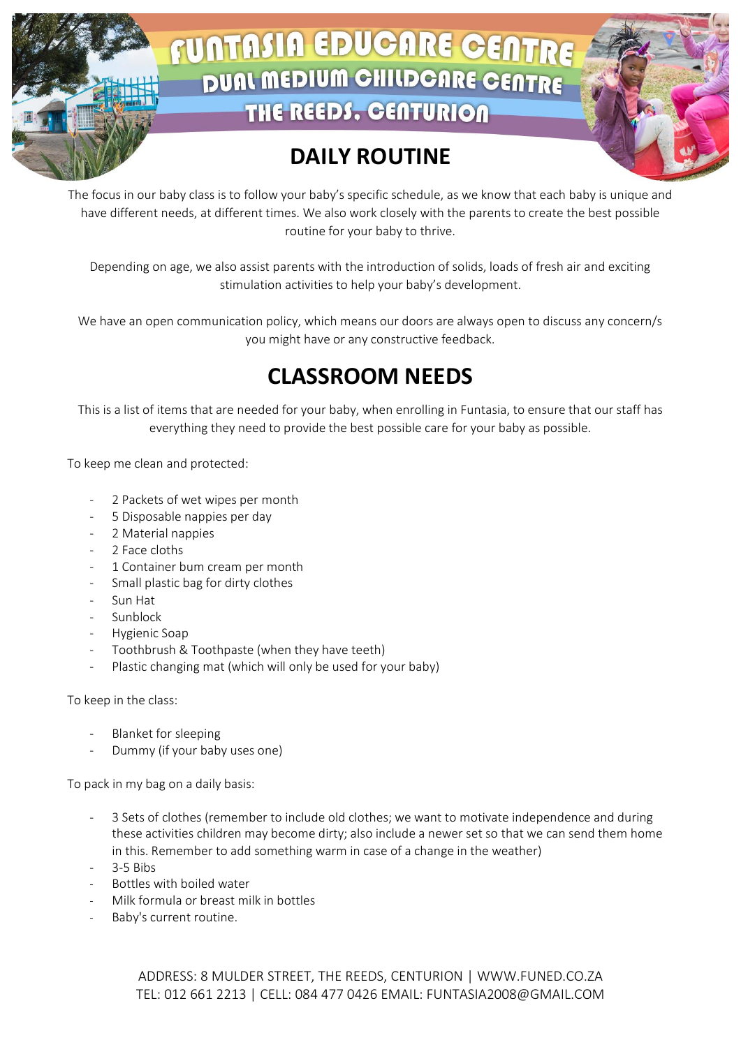# FUNTASIA EDUCARE CENTRE

## DUAL MEDIUM CHILDCARE CENTRE

## THE REEDS, CENTURION

## DAILY ROUTINE

The focus in our baby class is to follow your baby's specific schedule, as we know that each baby is unique and have different needs, at different times. We also work closely with the parents to create the best possible routine for your baby to thrive.

Depending on age, we also assist parents with the introduction of solids, loads of fresh air and exciting stimulation activities to help your baby's development.

We have an open communication policy, which means our doors are always open to discuss any concern/s you might have or any constructive feedback.

## CLASSROOM NEEDS

This is a list of items that are needed for your baby, when enrolling in Funtasia, to ensure that our staff has everything they need to provide the best possible care for your baby as possible.

To keep me clean and protected:

- 2 Packets of wet wipes per month
- 5 Disposable nappies per day
- 2 Material nappies
- 2 Face cloths
- 1 Container bum cream per month
- Small plastic bag for dirty clothes
- Sun Hat
- Sunblock
- Hygienic Soap
- Toothbrush & Toothpaste (when they have teeth)
- Plastic changing mat (which will only be used for your baby)

To keep in the class:

- Blanket for sleeping
- Dummy (if your baby uses one)

To pack in my bag on a daily basis:

- 3 Sets of clothes (remember to include old clothes; we want to motivate independence and during these activities children may become dirty; also include a newer set so that we can send them home in this. Remember to add something warm in case of a change in the weather)
- 3-5 Bibs
- Bottles with boiled water
- Milk formula or breast milk in bottles
- Baby's current routine.

ADDRESS: 8 MULDER STREET, THE REEDS, CENTURION | WWW.FUNED.CO.ZA
TEL: 012 661 2213 | CELL: 084 477 0426 EMAIL: FUNTASIA2008@GMAIL.COM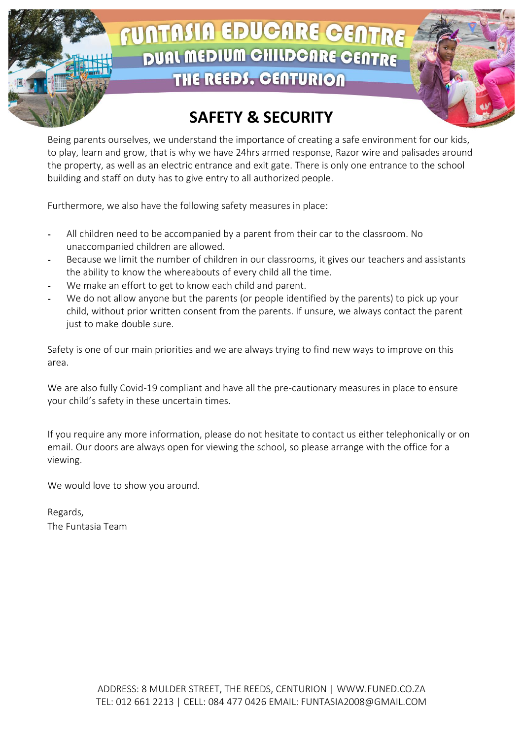# FUNTASIA EDUCARE CENTRE
## DUAL MEDIUM CHILDCARE CENTRE
## THE REEDS, CENTURION

## SAFETY & SECURITY

Being parents ourselves, we understand the importance of creating a safe environment for our kids, to play, learn and grow, that is why we have 24hrs armed response, Razor wire and palisades around the property, as well as an electric entrance and exit gate. There is only one entrance to the school building and staff on duty has to give entry to all authorized people.

Furthermore, we also have the following safety measures in place:

- All children need to be accompanied by a parent from their car to the classroom. No unaccompanied children are allowed.
- Because we limit the number of children in our classrooms, it gives our teachers and assistants the ability to know the whereabouts of every child all the time.
- We make an effort to get to know each child and parent.
- We do not allow anyone but the parents (or people identified by the parents) to pick up your child, without prior written consent from the parents. If unsure, we always contact the parent just to make double sure.

Safety is one of our main priorities and we are always trying to find new ways to improve on this area.

We are also fully Covid-19 compliant and have all the pre-cautionary measures in place to ensure your child's safety in these uncertain times.

If you require any more information, please do not hesitate to contact us either telephonically or on email. Our doors are always open for viewing the school, so please arrange with the office for a viewing.

We would love to show you around.

Regards,
The Funtasia Team

ADDRESS: 8 MULDER STREET, THE REEDS, CENTURION | WWW.FUNED.CO.ZA
TEL: 012 661 2213 | CELL: 084 477 0426 EMAIL: FUNTASIA2008@GMAIL.COM